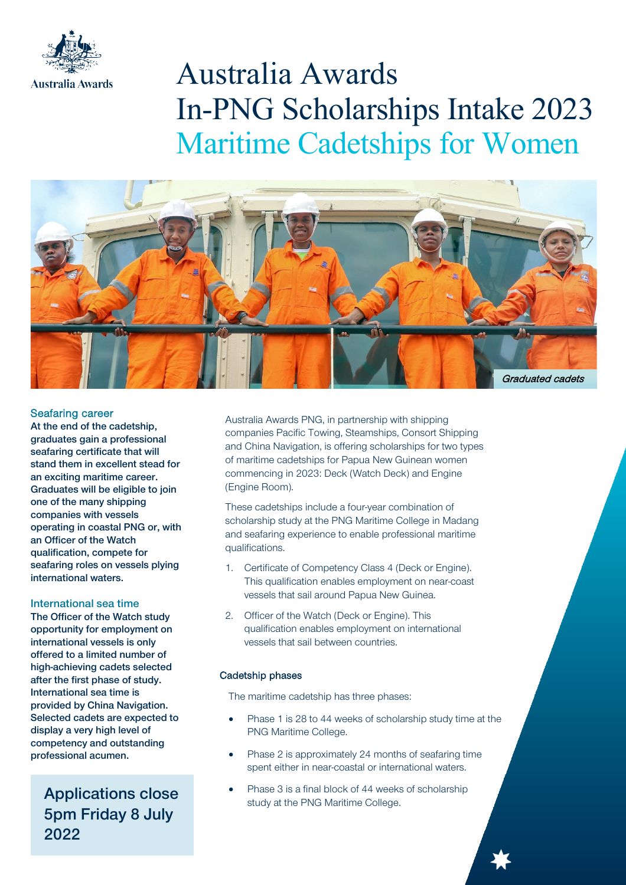Australia Awards

# Australia Awards In-PNG Scholarships Intake 2023

## Maritime Cadetships for Women

*Graduated cadets*

### Seafaring career

**At the end of the cadetship, graduates gain a professional seafaring certificate that will stand them in excellent stead for an exciting maritime career. Graduates will be eligible to join one of the many shipping companies with vessels operating in coastal PNG or, with an Officer of the Watch qualification, compete for seafaring roles on vessels plying international waters.**

### International sea time

**The Officer of the Watch study opportunity for employment on international vessels is only offered to a limited number of high-achieving cadets selected after the first phase of study. International sea time is provided by China Navigation. Selected cadets are expected to display a very high level of competency and outstanding professional acumen.**

**Applications close 5pm Friday 8 July 2022**

Australia Awards PNG, in partnership with shipping companies Pacific Towing, Steamships, Consort Shipping and China Navigation, is offering scholarships for two types of maritime cadetships for Papua New Guinean women commencing in 2023: Deck (Watch Deck) and Engine (Engine Room).

These cadetships include a four-year combination of scholarship study at the PNG Maritime College in Madang and seafaring experience to enable professional maritime qualifications.

1. Certificate of Competency Class 4 (Deck or Engine). This qualification enables employment on near-coast vessels that sail around Papua New Guinea.
2. Officer of the Watch (Deck or Engine). This qualification enables employment on international vessels that sail between countries.

### Cadetship phases

The maritime cadetship has three phases:

- Phase 1 is 28 to 44 weeks of scholarship study time at the PNG Maritime College.
- Phase 2 is approximately 24 months of seafaring time spent either in near-coastal or international waters.
- Phase 3 is a final block of 44 weeks of scholarship study at the PNG Maritime College.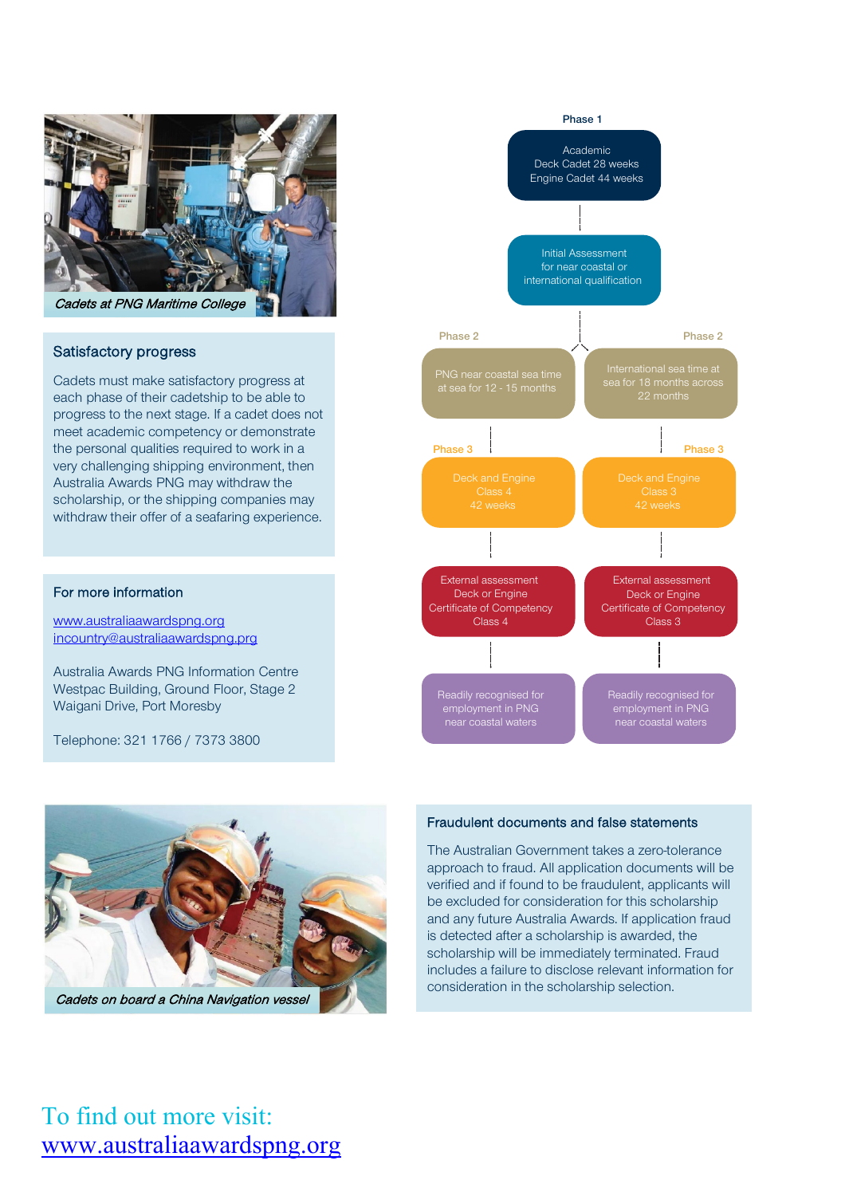*Cadets at PNG Maritime College*

## Satisfactory progress

Cadets must make satisfactory progress at each phase of their cadetship to be able to progress to the next stage. If a cadet does not meet academic competency or demonstrate the personal qualities required to work in a very challenging shipping environment, then Australia Awards PNG may withdraw the scholarship, or the shipping companies may withdraw their offer of a seafaring experience.

## For more information

www.australiaawardspng.org
incountry@australiaawardspng.prg

Australia Awards PNG Information Centre
Westpac Building, Ground Floor, Stage 2
Waigani Drive, Port Moresby

Telephone: 321 1766 / 7373 3800

Phase 1

Academic
Deck Cadet 28 weeks
Engine Cadet 44 weeks

Initial Assessment
for near coastal or
international qualification

Phase 2

PNG near coastal sea time at sea for 12 - 15 months

Phase 3

Deck and Engine
Class 4
42 weeks

External assessment
Deck or Engine
Certificate of Competency
Class 4

Readily recognised for employment in PNG near coastal waters

Phase 2

International sea time at sea for 18 months across 22 months

Phase 3

Deck and Engine
Class 3
42 weeks

External assessment
Deck or Engine
Certificate of Competency
Class 3

Readily recognised for employment in PNG near coastal waters

*Cadets on board a China Navigation vessel*

## Fraudulent documents and false statements

The Australian Government takes a zero-tolerance approach to fraud. All application documents will be verified and if found to be fraudulent, applicants will be excluded for consideration for this scholarship and any future Australia Awards. If application fraud is detected after a scholarship is awarded, the scholarship will be immediately terminated. Fraud includes a failure to disclose relevant information for consideration in the scholarship selection.

To find out more visit:
www.australiaawardspng.org